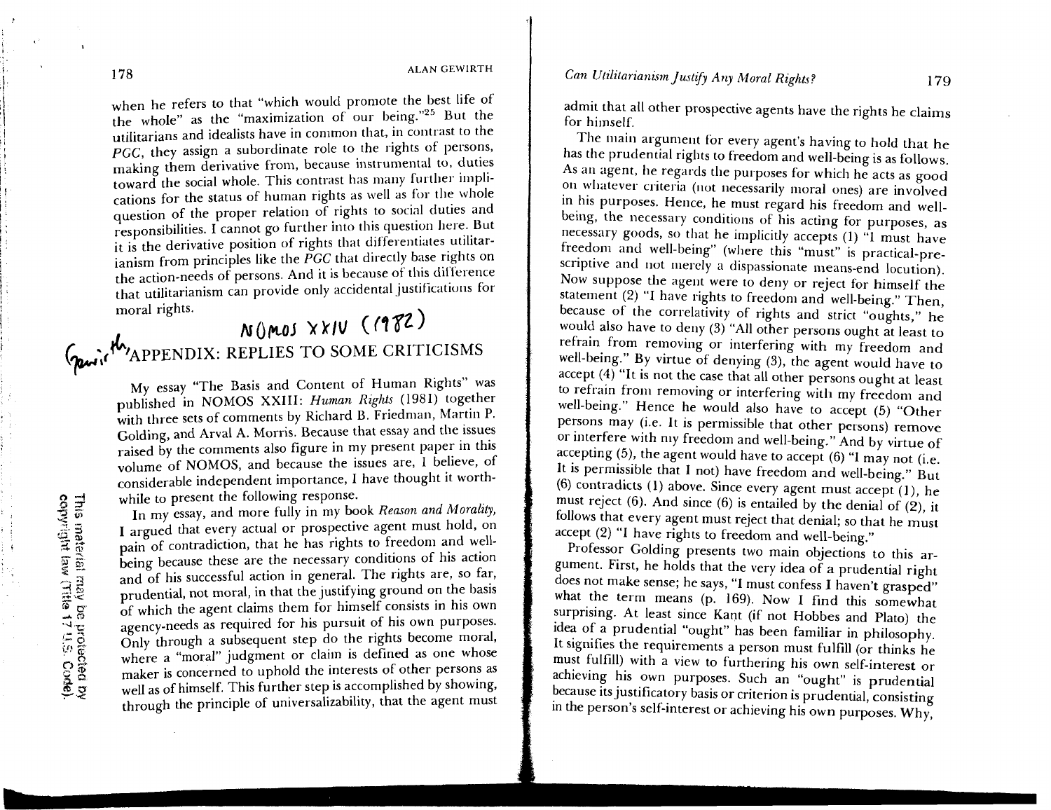when he refers to that "which would promote the best life of the whole" as the "maximization of our being."[25] But the utilitarians and idealists have in common that, in contrast to the *PGC*, they assign a subordinate role to the rights of persons, making them derivative from, because instrumental to, duties toward the social whole. This contrast has many further implications for the status of human rights as well as for the whole question of the proper relation of rights to social duties and responsibilities. I cannot go further into this question here. But it is the derivative position of rights that differentiates utilitarianism from principles like the *PGC* that directly base rights on the action-needs of persons. And it is because of this difference that utilitarianism can provide only accidental justifications for moral rights.

## APPENDIX: REPLIES TO SOME CRITICISMS

My essay "The Basis and Content of Human Rights" was published in NOMOS XXIII: *Human Rights* (1981) together with three sets of comments by Richard B. Friedman, Martin P. Golding, and Arval A. Morris. Because that essay and the issues raised by the comments also figure in my present paper in this volume of NOMOS, and because the issues are, I believe, of considerable independent importance, I have thought it worthwhile to present the following response.

In my essay, and more fully in my book *Reason and Morality*, I argued that every actual or prospective agent must hold, on pain of contradiction, that he has rights to freedom and well-being because these are the necessary conditions of his action and of his successful action in general. The rights are, so far, prudential, not moral, in that the justifying ground on the basis of which the agent claims them for himself consists in his own agency-needs as required for his pursuit of his own purposes. Only through a subsequent step do the rights become moral, where a "moral" judgment or claim is defined as one whose maker is concerned to uphold the interests of other persons as well as of himself. This further step is accomplished by showing, through the principle of universalizability, that the agent must admit that all other prospective agents have the rights he claims for himself.

The main argument for every agent's having to hold that he has the prudential rights to freedom and well-being is as follows. As an agent, he regards the purposes for which he acts as good on whatever criteria (not necessarily moral ones) are involved in his purposes. Hence, he must regard his freedom and well-being, the necessary conditions of his acting for purposes, as necessary goods, so that he implicitly accepts (1) "I must have freedom and well-being" (where this "must" is practical-prescriptive and not merely a dispassionate means-end locution). Now suppose the agent were to deny or reject for himself the statement (2) "I have rights to freedom and well-being." Then, because of the correlativity of rights and strict "oughts," he would also have to deny (3) "All other persons ought at least to refrain from removing or interfering with my freedom and well-being." By virtue of denying (3), the agent would have to accept (4) "It is not the case that all other persons ought at least to refrain from removing or interfering with my freedom and well-being." Hence he would also have to accept (5) "Other persons may (i.e. It is permissible that other persons) remove or interfere with my freedom and well-being." And by virtue of accepting (5), the agent would have to accept (6) "I may not (i.e. It is permissible that I not) have freedom and well-being." But (6) contradicts (1) above. Since every agent must accept (1), he must reject (6). And since (6) is entailed by the denial of (2), it follows that every agent must reject that denial; so that he must accept (2) "I have rights to freedom and well-being."

Professor Golding presents two main objections to this argument. First, he holds that the very idea of a prudential right does not make sense; he says, "I must confess I haven't grasped" what the term means (p. 169). Now I find this somewhat surprising. At least since Kant (if not Hobbes and Plato) the idea of a prudential "ought" has been familiar in philosophy. It signifies the requirements a person must fulfill (or thinks he must fulfill) with a view to furthering his own self-interest or achieving his own purposes. Such an "ought" is prudential because its justificatory basis or criterion is prudential, consisting in the person's self-interest or achieving his own purposes. Why,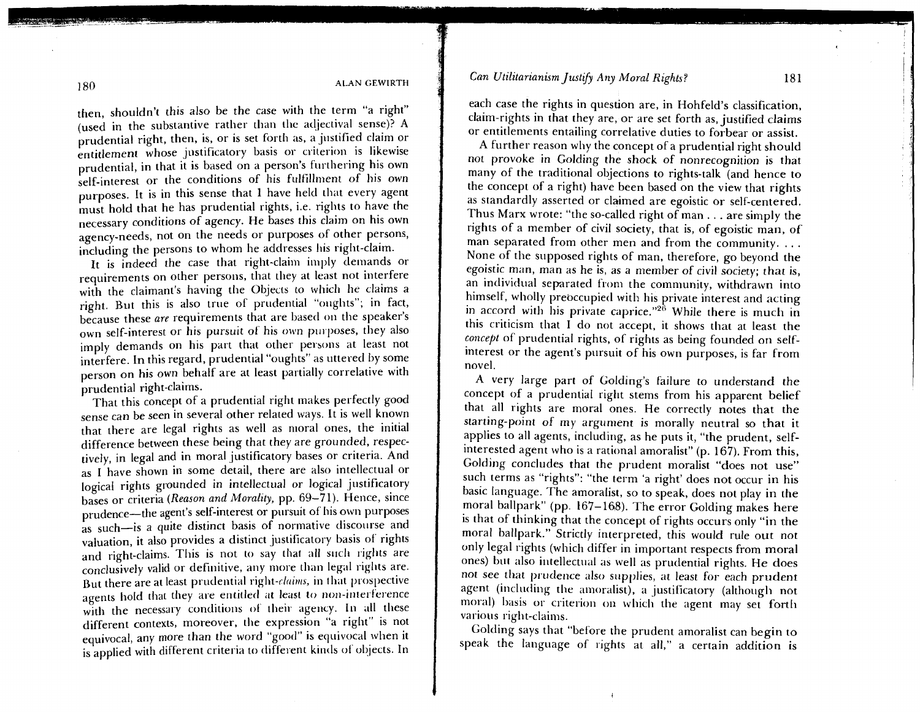then, shouldn't this also be the case with the term "a right" (used in the substantive rather than the adjectival sense)? A prudential right, then, is, or is set forth as, a justified claim or entitlement whose justificatory basis or criterion is likewise prudential, in that it is based on a person's furthering his own self-interest or the conditions of his fulfillment of his own purposes. It is in this sense that I have held that every agent must hold that he has prudential rights, i.e. rights to have the necessary conditions of agency. He bases this claim on his own agency-needs, not on the needs or purposes of other persons, including the persons to whom he addresses his right-claim.

It is indeed the case that right-claim imply demands or requirements on other persons, that they at least not interfere with the claimant's having the Objects to which he claims a right. But this is also true of prudential "oughts"; in fact, because these *are* requirements that are based on the speaker's own self-interest or his pursuit of his own purposes, they also imply demands on his part that other persons at least not interfere. In this regard, prudential "oughts" as uttered by some person on his own behalf are at least partially correlative with prudential right-claims.

That this concept of a prudential right makes perfectly good sense can be seen in several other related ways. It is well known that there are legal rights as well as moral ones, the initial difference between these being that they are grounded, respectively, in legal and in moral justificatory bases or criteria. And as I have shown in some detail, there are also intellectual or logical rights grounded in intellectual or logical justificatory bases or criteria (*Reason and Morality*, pp. 69–71). Hence, since prudence—the agent's self-interest or pursuit of his own purposes as such—is a quite distinct basis of normative discourse and valuation, it also provides a distinct justificatory basis of rights and right-claims. This is not to say that all such rights are conclusively valid or definitive, any more than legal rights are. But there are at least prudential right-*claims*, in that prospective agents hold that they are entitled at least to non-interference with the necessary conditions of their agency. In all these different contexts, moreover, the expression "a right" is not equivocal, any more than the word "good" is equivocal when it is applied with different criteria to different kinds of objects. In each case the rights in question are, in Hohfeld's classification, claim-rights in that they are, or are set forth as, justified claims or entitlements entailing correlative duties to forbear or assist.

A further reason why the concept of a prudential right should not provoke in Golding the shock of nonrecognition is that many of the traditional objections to rights-talk (and hence to the concept of a right) have been based on the view that rights as standardly asserted or claimed are egoistic or self-centered. Thus Marx wrote: "the so-called right of man . . . are simply the rights of a member of civil society, that is, of egoistic man, of man separated from other men and from the community. . . . None of the supposed rights of man, therefore, go beyond the egoistic man, man as he is, as a member of civil society; that is, an individual separated from the community, withdrawn into himself, wholly preöccupied with his private interest and acting in accord with his private caprice."[26] While there is much in this criticism that I do not accept, it shows that at least the *concept* of prudential rights, of rights as being founded on self-interest or the agent's pursuit of his own purposes, is far from novel.

A very large part of Golding's failure to understand the concept of a prudential right stems from his apparent belief that all rights are moral ones. He correctly notes that the starting-point of my argument is morally neutral so that it applies to all agents, including, as he puts it, "the prudent, self-interested agent who is a rational amoralist" (p. 167). From this, Golding concludes that the prudent moralist "does not use" such terms as "rights": "the term 'a right' does not occur in his basic language. The amoralist, so to speak, does not play in the moral ballpark" (pp. 167–168). The error Golding makes here is that of thinking that the concept of rights occurs only "in the moral ballpark." Strictly interpreted, this would rule out not only legal rights (which differ in important respects from moral ones) but also intellectual as well as prudential rights. He does not see that prudence also supplies, at least for each prudent agent (including the amoralist), a justificatory (although not moral) basis or criterion on which the agent may set forth various right-claims.

Golding says that "before the prudent amoralist can begin to speak the language of rights at all," a certain addition is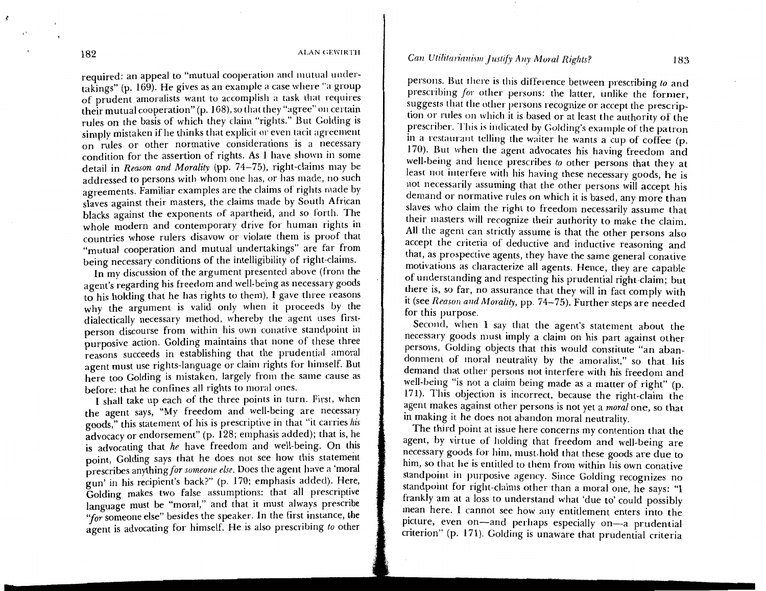required: an appeal to "mutual cooperation and mutual undertakings" (p. 169). He gives as an example a case where "a group of prudent amoralists want to accomplish a task that requires their mutual cooperation" (p. 168), so that they "agree" on certain rules on the basis of which they claim "rights." But Golding is simply mistaken if he thinks that explicit or even tacit agreement on rules or other normative considerations is a necessary condition for the assertion of rights. As I have shown in some detail in *Reason and Morality* (pp. 74–75), right-claims may be addressed to persons with whom one has, or has made, no such agreements. Familiar examples are the claims of rights made by slaves against their masters, the claims made by South African blacks against the exponents of apartheid, and so forth. The whole modern and contemporary drive for human rights in countries whose rulers disavow or violate them is proof that "mutual cooperation and mutual undertakings" are far from being necessary conditions of the intelligibility of right-claims.

In my discussion of the argument presented above (from the agent's regarding his freedom and well-being as necessary goods to his holding that he has rights to them), I gave three reasons why the argument is valid only when it proceeds by the dialectically necessary method, whereby the agent uses first-person discourse from within his own conative standpoint in purposive action. Golding maintains that none of these three reasons succeeds in establishing that the prudential amoral agent must use rights-language or claim rights for himself. But here too Golding is mistaken, largely from the same cause as before: that he confines all rights to moral ones.

I shall take up each of the three points in turn. First, when the agent says, "My freedom and well-being are necessary goods," this statement of his is prescriptive in that "it carries *his* advocacy or endorsement" (p. 128; emphasis added); that is, he is advocating that *he* have freedom and well-being. On this point, Golding says that he does not see how this statement prescribes anything *for someone else*. Does the agent have a 'moral gun' in his recipient's back?" (p. 170; emphasis added). Here, Golding makes two false assumptions: that all prescriptive language must be "moral," and that it must always prescribe "*for* someone else" besides the speaker. In the first instance, the agent is advocating for himself. He is also prescribing *to* other persons. But there is this difference between prescribing *to* and prescribing *for* other persons: the latter, unlike the former, suggests that the other persons recognize or accept the prescription or rules on which it is based or at least the authority of the prescriber. This is indicated by Golding's example of the patron in a restaurant telling the waiter he wants a cup of coffee (p. 170). But when the agent advocates his having freedom and well-being and hence prescribes *to* other persons that they at least not interfere with his having these necessary goods, he is not necessarily assuming that the other persons will accept his demand or normative rules on which it is based, any more than slaves who claim the right to freedom necessarily assume that their masters will recognize their authority to make the claim. All the agent can strictly assume is that the other persons also accept the criteria of deductive and inductive reasoning and that, as prospective agents, they have the same general conative motivations as characterize all agents. Hence, they are capable of understanding and respecting his prudential right-claim; but there is, so far, no assurance that they will in fact comply with it (see *Reason and Morality*, pp. 74–75). Further steps are needed for this purpose.

Second, when I say that the agent's statement about the necessary goods must imply a claim on his part against other persons, Golding objects that this would constitute "an abandonment of moral neutrality by the amoralist," so that his demand that other persons not interfere with his freedom and well-being "is not a claim being made as a matter of right" (p. 171). This objection is incorrect, because the right-claim the agent makes against other persons is not yet a *moral* one, so that in making it he does not abandon moral neutrality.

The third point at issue here concerns my contention that the agent, by virtue of holding that freedom and well-being are necessary goods for him, must hold that these goods are due to him, so that he is entitled to them from within his own conative standpoint in purposive agency. Since Golding recognizes no standpoint for right-claims other than a moral one, he says: "I frankly am at a loss to understand what 'due to' could possibly mean here. I cannot see how any entitlement enters into the picture, even on—and perhaps especially on—a prudential criterion" (p. 171). Golding is unaware that prudential criteria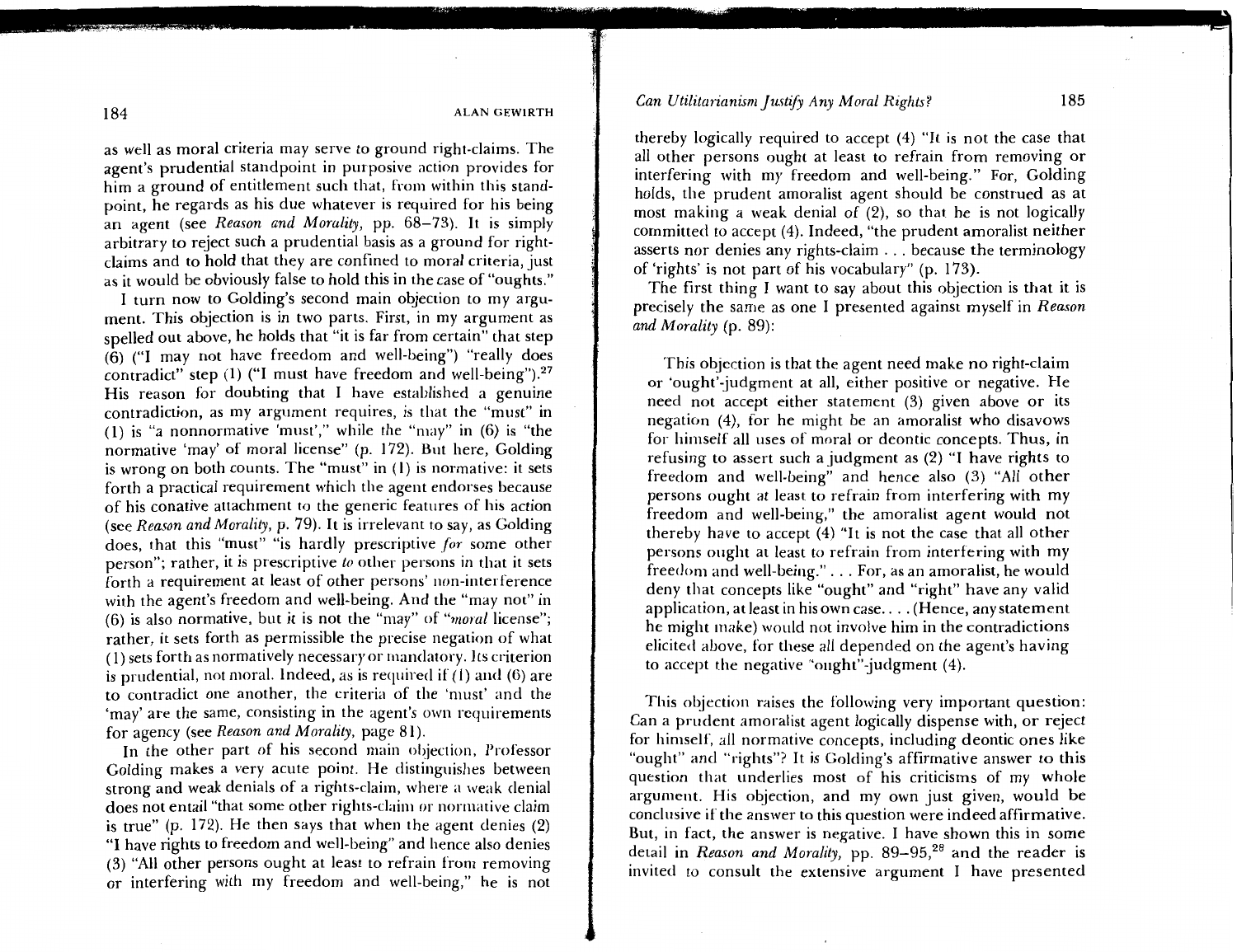as well as moral criteria may serve to ground right-claims. The agent's prudential standpoint in purposive action provides for him a ground of entitlement such that, from within this standpoint, he regards as his due whatever is required for his being an agent (see *Reason and Morality*, pp. 68–73). It is simply arbitrary to reject such a prudential basis as a ground for right-claims and to hold that they are confined to moral criteria, just as it would be obviously false to hold this in the case of "oughts."

I turn now to Golding's second main objection to my argument. This objection is in two parts. First, in my argument as spelled out above, he holds that "it is far from certain" that step (6) ("I may not have freedom and well-being") "really does contradict" step (1) ("I must have freedom and well-being").[27] His reason for doubting that I have established a genuine contradiction, as my argument requires, is that the "must" in (1) is "a nonnormative 'must'," while the "may" in (6) is "the normative 'may' of moral license" (p. 172). But here, Golding is wrong on both counts. The "must" in (1) is normative: it sets forth a practical requirement which the agent endorses because of his conative attachment to the generic features of his action (see *Reason and Morality*, p. 79). It is irrelevant to say, as Golding does, that this "must" "is hardly prescriptive *for* some other person"; rather, it is prescriptive *to* other persons in that it sets forth a requirement at least of other persons' non-interference with the agent's freedom and well-being. And the "may not" in (6) is also normative, but it is not the "may" of "*moral* license"; rather, it sets forth as permissible the precise negation of what (1) sets forth as normatively necessary or mandatory. Its criterion is prudential, not moral. Indeed, as is required if (1) and (6) are to contradict one another, the criteria of the 'must' and the 'may' are the same, consisting in the agent's own requirements for agency (see *Reason and Morality*, page 81).

In the other part of his second main objection, Professor Golding makes a very acute point. He distinguishes between strong and weak denials of a rights-claim, where a weak denial does not entail "that some other rights-claim or normative claim is true" (p. 172). He then says that when the agent denies (2) "I have rights to freedom and well-being" and hence also denies (3) "All other persons ought at least to refrain from removing or interfering with my freedom and well-being," he is not thereby logically required to accept (4) "It is not the case that all other persons ought at least to refrain from removing or interfering with my freedom and well-being." For, Golding holds, the prudent amoralist agent should be construed as at most making a weak denial of (2), so that he is not logically committed to accept (4). Indeed, "the prudent amoralist neither asserts nor denies any rights-claim . . . because the terminology of 'rights' is not part of his vocabulary" (p. 173).

The first thing I want to say about this objection is that it is precisely the same as one I presented against myself in *Reason and Morality* (p. 89):

> This objection is that the agent need make no right-claim or 'ought'-judgment at all, either positive or negative. He need not accept either statement (3) given above or its negation (4), for he might be an amoralist who disavows for himself all uses of moral or deontic concepts. Thus, in refusing to assert such a judgment as (2) "I have rights to freedom and well-being" and hence also (3) "All other persons ought at least to refrain from interfering with my freedom and well-being," the amoralist agent would not thereby have to accept (4) "It is not the case that all other persons ought at least to refrain from interfering with my freedom and well-being." . . . For, as an amoralist, he would deny that concepts like "ought" and "right" have any valid application, at least in his own case. . . . (Hence, any statement he might make) would not involve him in the contradictions elicited above, for these all depended on the agent's having to accept the negative "ought"-judgment (4).

This objection raises the following very important question: Can a prudent amoralist agent logically dispense with, or reject for himself, all normative concepts, including deontic ones like "ought" and "rights"? It is Golding's affirmative answer to this question that underlies most of his criticisms of my whole argument. His objection, and my own just given, would be conclusive if the answer to this question were indeed affirmative. But, in fact, the answer is negative. I have shown this in some detail in *Reason and Morality*, pp. 89–95,[28] and the reader is invited to consult the extensive argument I have presented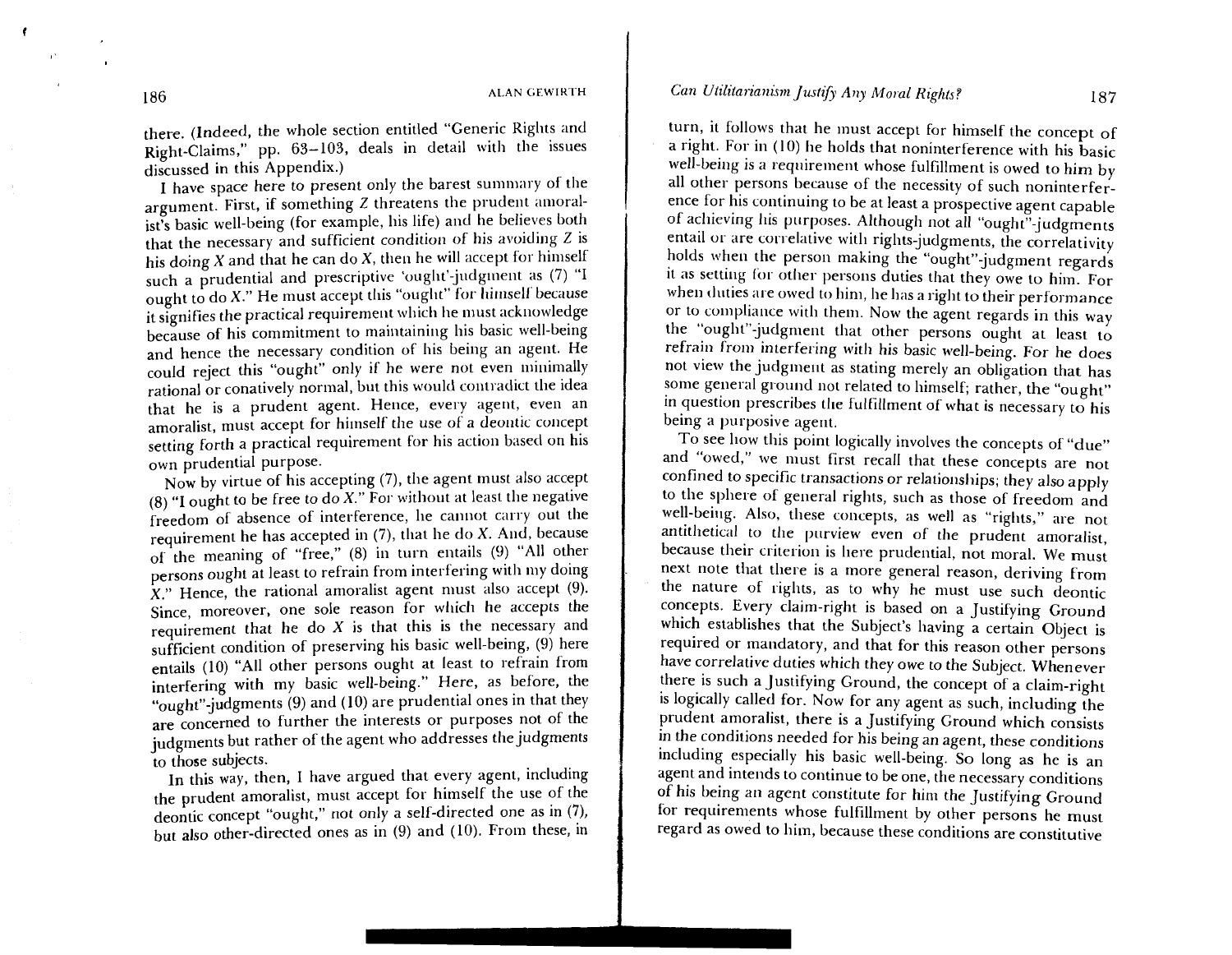there. (Indeed, the whole section entitled "Generic Rights and Right-Claims," pp. 63–103, deals in detail with the issues discussed in this Appendix.)

I have space here to present only the barest summary of the argument. First, if something *Z* threatens the prudent amoralist's basic well-being (for example, his life) and he believes both that the necessary and sufficient condition of his avoiding *Z* is his doing *X* and that he can do *X*, then he will accept for himself such a prudential and prescriptive 'ought'-judgment as (7) "I ought to do *X*." He must accept this "ought" for himself because it signifies the practical requirement which he must acknowledge because of his commitment to maintaining his basic well-being and hence the necessary condition of his being an agent. He could reject this "ought" only if he were not even minimally rational or conatively normal, but this would contradict the idea that he is a prudent agent. Hence, every agent, even an amoralist, must accept for himself the use of a deontic concept setting forth a practical requirement for his action based on his own prudential purpose.

Now by virtue of his accepting (7), the agent must also accept (8) "I ought to be free to do *X*." For without at least the negative freedom of absence of interference, he cannot carry out the requirement he has accepted in (7), that he do *X*. And, because of the meaning of "free," (8) in turn entails (9) "All other persons ought at least to refrain from interfering with my doing *X*." Hence, the rational amoralist agent must also accept (9). Since, moreover, one sole reason for which he accepts the requirement that he do *X* is that this is the necessary and sufficient condition of preserving his basic well-being, (9) here entails (10) "All other persons ought at least to refrain from interfering with my basic well-being." Here, as before, the "ought"-judgments (9) and (10) are prudential ones in that they are concerned to further the interests or purposes not of the judgments but rather of the agent who addresses the judgments to those subjects.

In this way, then, I have argued that every agent, including the prudent amoralist, must accept for himself the use of the deontic concept "ought," not only a self-directed one as in (7), but also other-directed ones as in (9) and (10). From these, in turn, it follows that he must accept for himself the concept of a right. For in (10) he holds that noninterference with his basic well-being is a requirement whose fulfillment is owed to him by all other persons because of the necessity of such noninterference for his continuing to be at least a prospective agent capable of achieving his purposes. Although not all "ought"-judgments entail or are correlative with rights-judgments, the correlativity holds when the person making the "ought"-judgment regards it as setting for other persons duties that they owe to him. For when duties are owed to him, he has a right to their performance or to compliance with them. Now the agent regards in this way the "ought"-judgment that other persons ought at least to refrain from interfering with his basic well-being. For he does not view the judgment as stating merely an obligation that has some general ground not related to himself; rather, the "ought" in question prescribes the fulfillment of what is necessary to his being a purposive agent.

To see how this point logically involves the concepts of "due" and "owed," we must first recall that these concepts are not confined to specific transactions or relationships; they also apply to the sphere of general rights, such as those of freedom and well-being. Also, these concepts, as well as "rights," are not antithetical to the purview even of the prudent amoralist, because their criterion is here prudential, not moral. We must next note that there is a more general reason, deriving from the nature of rights, as to why he must use such deontic concepts. Every claim-right is based on a Justifying Ground which establishes that the Subject's having a certain Object is required or mandatory, and that for this reason other persons have correlative duties which they owe to the Subject. Whenever there is such a Justifying Ground, the concept of a claim-right is logically called for. Now for any agent as such, including the prudent amoralist, there is a Justifying Ground which consists in the conditions needed for his being an agent, these conditions including especially his basic well-being. So long as he is an agent and intends to continue to be one, the necessary conditions of his being an agent constitute for him the Justifying Ground for requirements whose fulfillment by other persons he must regard as owed to him, because these conditions are constitutive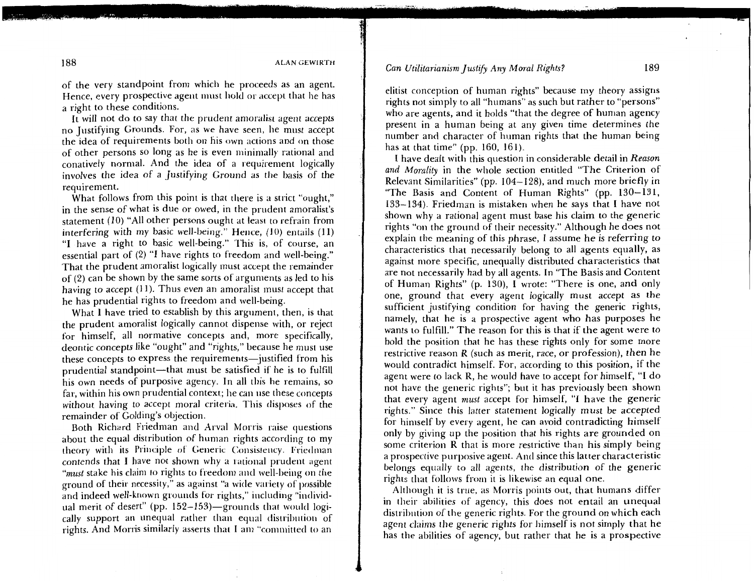of the very standpoint from which he proceeds as an agent. Hence, every prospective agent must hold or accept that he has a right to these conditions.

It will not do to say that the prudent amoralist agent *accepts* no Justifying Grounds. For, as we have seen, he must accept the idea of requirements both on his own actions and on those of other persons so long as he is even minimally rational and conatively normal. And the idea of a requirement logically involves the idea of a Justifying Ground as the basis of the requirement.

What follows from this point is that there is a strict "ought," in the sense of what is due or owed, in the prudent amoralist's statement (10) "All other persons ought at least to refrain from interfering with my basic well-being." Hence, (10) entails (11) "I have a right to basic well-being." This is, of course, an essential part of (2) "I have rights to freedom and well-being." That the prudent amoralist logically must accept the remainder of (2) can be shown by the same sorts of arguments as led to his having to accept (11). Thus even an amoralist must accept that he has prudential rights to freedom and well-being.

What I have tried to establish by this argument, then, is that the prudent amoralist logically cannot dispense with, or reject for himself, all normative concepts and, more specifically, deontic concepts like "ought" and "rights," because he must use these concepts to express the requirements—justified from his prudential standpoint—that must be satisfied if he is to fulfill his own needs of purposive agency. In all this he remains, so far, within his own prudential context; he can use these concepts without having to accept moral criteria. This disposes of the remainder of Golding's objection.

Both Richard Friedman and Arval Morris raise questions about the equal distribution of human rights according to my theory with its Principle of Generic Consistency. Friedman contends that I have not shown why a rational prudent agent "*must* stake his claim to rights to freedom and well-being on the ground of their necessity," as against "a wide variety of possible and indeed well-known grounds for rights," including "individual merit of desert" (pp. 152–153)—grounds that would logically support an unequal rather than equal distribution of rights. And Morris similarly asserts that I am "committed to an elitist conception of human rights" because my theory assigns rights not simply to all "humans" as such but rather to "persons" who are agents, and it holds "that the degree of human agency present in a human being at any given time determines the number and character of human rights that the human being has at that time" (pp. 160, 161).

I have dealt with this question in considerable detail in *Reason and Morality* in the whole section entitled "The Criterion of Relevant Similarities" (pp. 104–128), and much more briefly in "The Basis and Content of Human Rights" (pp. 130–131, 133–134). Friedman is mistaken when he says that I have not shown why a rational agent must base his claim to the generic rights "on the ground of their necessity." Although he does not explain the meaning of this phrase, I assume he is referring to characteristics that necessarily belong to all agents equally, as against more specific, unequally distributed characteristics that are not necessarily had by all agents. In "The Basis and Content of Human Rights" (p. 130), I wrote: "There is one, and only one, ground that every agent logically must accept as the sufficient justifying condition for having the generic rights, namely, that he is a prospective agent who has purposes he wants to fulfill." The reason for this is that if the agent were to hold the position that he has these rights only for some more restrictive reason R (such as merit, race, or profession), then he would contradict himself. For, according to this position, if the agent were to lack R, he would have to accept for himself, "I do not have the generic rights"; but it has previously been shown that every agent *must* accept for himself, "I have the generic rights." Since this latter statement logically must be accepted for himself by every agent, he can avoid contradicting himself only by giving up the position that his rights are grounded on some criterion R that is more restrictive than his simply being a prospective purposive agent. And since this latter characteristic belongs equally to all agents, the distribution of the generic rights that follows from it is likewise an equal one.

Although it is true, as Morris points out, that humans differ in their abilities of agency, this does not entail an unequal distribution of the generic rights. For the ground on which each agent claims the generic rights for himself is not simply that he has the abilities of agency, but rather that he is a prospective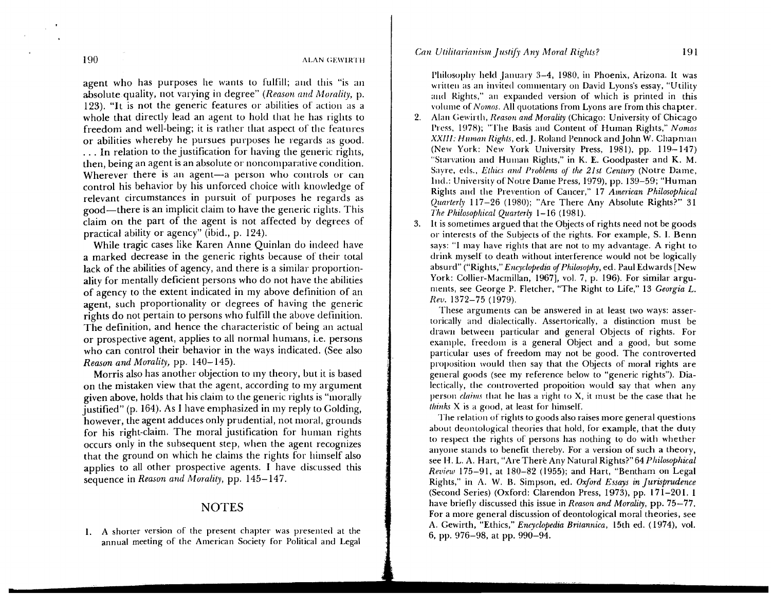agent who has purposes he wants to fulfill; and this "is an absolute quality, not varying in degree" (*Reason and Morality*, p. 123). "It is not the generic features or abilities of action as a whole that directly lead an agent to hold that he has rights to freedom and well-being; it is rather that aspect of the features or abilities whereby he pursues purposes he regards as good. . . . In relation to the justification for having the generic rights, then, being an agent is an absolute or noncomparative condition. Wherever there is an agent—a person who controls or can control his behavior by his unforced choice with knowledge of relevant circumstances in pursuit of purposes he regards as good—there is an implicit claim to have the generic rights. This claim on the part of the agent is not affected by degrees of practical ability or agency" (ibid., p. 124).

While tragic cases like Karen Anne Quinlan do indeed have a marked decrease in the generic rights because of their total lack of the abilities of agency, and there is a similar proportionality for mentally deficient persons who do not have the abilities of agency to the extent indicated in my above definition of an agent, such proportionality or degrees of having the generic rights do not pertain to persons who fulfill the above definition. The definition, and hence the characteristic of being an actual or prospective agent, applies to all normal humans, i.e. persons who can control their behavior in the ways indicated. (See also *Reason and Morality*, pp. 140–145).

Morris also has another objection to my theory, but it is based on the mistaken view that the agent, according to my argument given above, holds that his claim to the generic rights is "morally justified" (p. 164). As I have emphasized in my reply to Golding, however, the agent adduces only prudential, not moral, grounds for his right-claim. The moral justification for human rights occurs only in the subsequent step, when the agent recognizes that the ground on which he claims the rights for himself also applies to all other prospective agents. I have discussed this sequence in *Reason and Morality*, pp. 145–147.

## NOTES

1. A shorter version of the present chapter was presented at the annual meeting of the American Society for Political and Legal Philosophy held January 3–4, 1980, in Phoenix, Arizona. It was written as an invited commentary on David Lyons's essay, "Utility and Rights," an expanded version of which is printed in this volume of *Nomos*. All quotations from Lyons are from this chapter.
2. Alan Gewirth, *Reason and Morality* (Chicago: University of Chicago Press, 1978); "The Basis and Content of Human Rights," *Nomos XXIII: Human Rights*, ed. J. Roland Pennock and John W. Chapman (New York: New York University Press, 1981), pp. 119–147) "Starvation and Human Rights," in K. E. Goodpaster and K. M. Sayre, eds., *Ethics and Problems of the 21st Century* (Notre Dame, Ind.: University of Notre Dame Press, 1979), pp. 139–59; "Human Rights and the Prevention of Cancer," 17 *American Philosophical Quarterly* 117–26 (1980); "Are There Any Absolute Rights?" 31 *The Philosophical Quarterly* 1–16 (1981).
3. It is sometimes argued that the Objects of rights need not be goods or interests of the Subjects of the rights. For example, S. I. Benn says: "I may have rights that are not to my advantage. A right to drink myself to death without interference would not be logically absurd" ("Rights," *Encyclopedia of Philosophy*, ed. Paul Edwards [New York: Collier-Macmillan, 1967], vol. 7, p. 196). For similar arguments, see George P. Fletcher, "The Right to Life," 13 *Georgia L. Rev.* 1372–75 (1979).

   These arguments can be answered in at least two ways: assertorically and dialectically. Assertorically, a distinction must be drawn between particular and general Objects of rights. For example, freedom is a general Object and a good, but some particular uses of freedom may not be good. The controverted proposition would then say that the Objects of moral rights are general goods (see my reference below to "generic rights"). Dialectically, the controverted propoition would say that when any person *claims* that he has a right to X, it must be the case that he *thinks* X is a good, at least for himself.

   The relation of rights to goods also raises more general questions about deontological theories that hold, for example, that the duty to respect the rights of persons has nothing to do with whether anyone stands to benefit thereby. For a version of such a theory, see H. L. A. Hart, "Are There Any Natural Rights?" 64 *Philosophical Review* 175–91, at 180–82 (1955); and Hart, "Bentham on Legal Rights," in A. W. B. Simpson, ed. *Oxford Essays in Jurisprudence* (Second Series) (Oxford: Clarendon Press, 1973), pp. 171–201. I have briefly discussed this issue in *Reason and Morality*, pp. 75–77. For a more general discussion of deontological moral theories, see A. Gewirth, "Ethics," *Encyclopedia Britannica*, 15th ed. (1974), vol. 6, pp. 976–98, at pp. 990–94.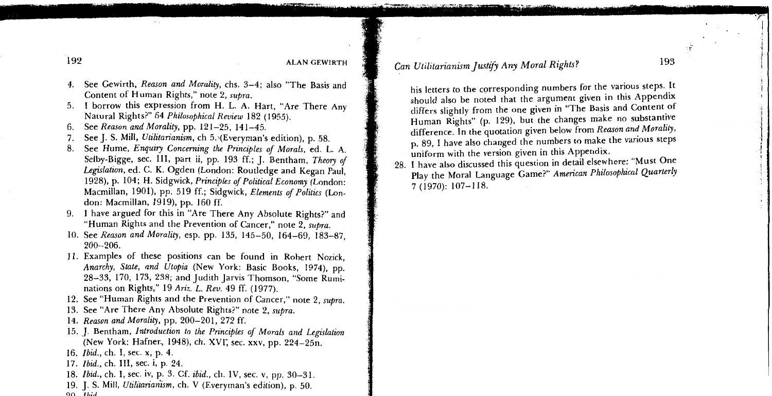4. See Gewirth, *Reason and Morality*, chs. 3–4; also "The Basis and Content of Human Rights," note 2, *supra*.
5. I borrow this expression from H. L. A. Hart, "Are There Any Natural Rights?" 64 *Philosophical Review* 182 (1955).
6. See *Reason and Morality*, pp. 121–25, 141–45.
7. See J. S. Mill, *Utilitarianism*, ch 5.(Everyman's edition), p. 58.
8. See Hume, *Enquiry Concerning the Principles of Morals*, ed. L. A. Selby-Bigge, sec. III, part ii, pp. 193 ff.; J. Bentham, *Theory of Legislation*, ed. C. K. Ogden (London: Routledge and Kegan Paul, 1928), p. 104; H. Sidgwick, *Principles of Political Economy* (London: Macmillan, 1901), pp. 519 ff.; Sidgwick, *Elements of Politics* (London: Macmillan, 1919), pp. 160 ff.
9. I have argued for this in "Are There Any Absolute Rights?" and "Human Rights and the Prevention of Cancer," note 2, *supra*.
10. See *Reason and Morality*, esp. pp. 135, 145–50, 164–69, 183–87, 200–206.
11. Examples of these positions can be found in Robert Nozick, *Anarchy, State, and Utopia* (New York: Basic Books, 1974), pp. 28–33, 170, 173, 238; and Judith Jarvis Thomson, "Some Ruminations on Rights," 19 *Ariz. L. Rev.* 49 ff. (1977).
12. See "Human Rights and the Prevention of Cancer," note 2, *supra*.
13. See "Are There Any Absolute Rights?" note 2, *supra*.
14. *Reason and Morality*, pp. 200–201, 272 ff.
15. J. Bentham, *Introduction to the Principles of Morals and Legislation* (New York: Hafner, 1948), ch. XVI, sec. xxv, pp. 224–25n.
16. *Ibid.*, ch. I, sec. x, p. 4.
17. *Ibid.*, ch. III, sec. i, p. 24.
18. *Ibid.*, ch. I, sec. iv, p. 3. Cf. *ibid.*, ch. IV, sec. v, pp. 30–31.
19. J. S. Mill, *Utilitarianism*, ch. V (Everyman's edition), p. 50.
20. *Ibid.*

his letters to the corresponding numbers for the various steps. It should also be noted that the argument given in this Appendix differs slightly from the one given in "The Basis and Content of Human Rights" (p. 129), but the changes make no substantive difference. In the quotation given below from *Reason and Morality*, p. 89, I have also changed the numbers to make the various steps uniform with the version given in this Appendix.

28. I have also discussed this question in detail elsewhere: "Must One Play the Moral Language Game?" *American Philosophical Quarterly* 7 (1970): 107–118.